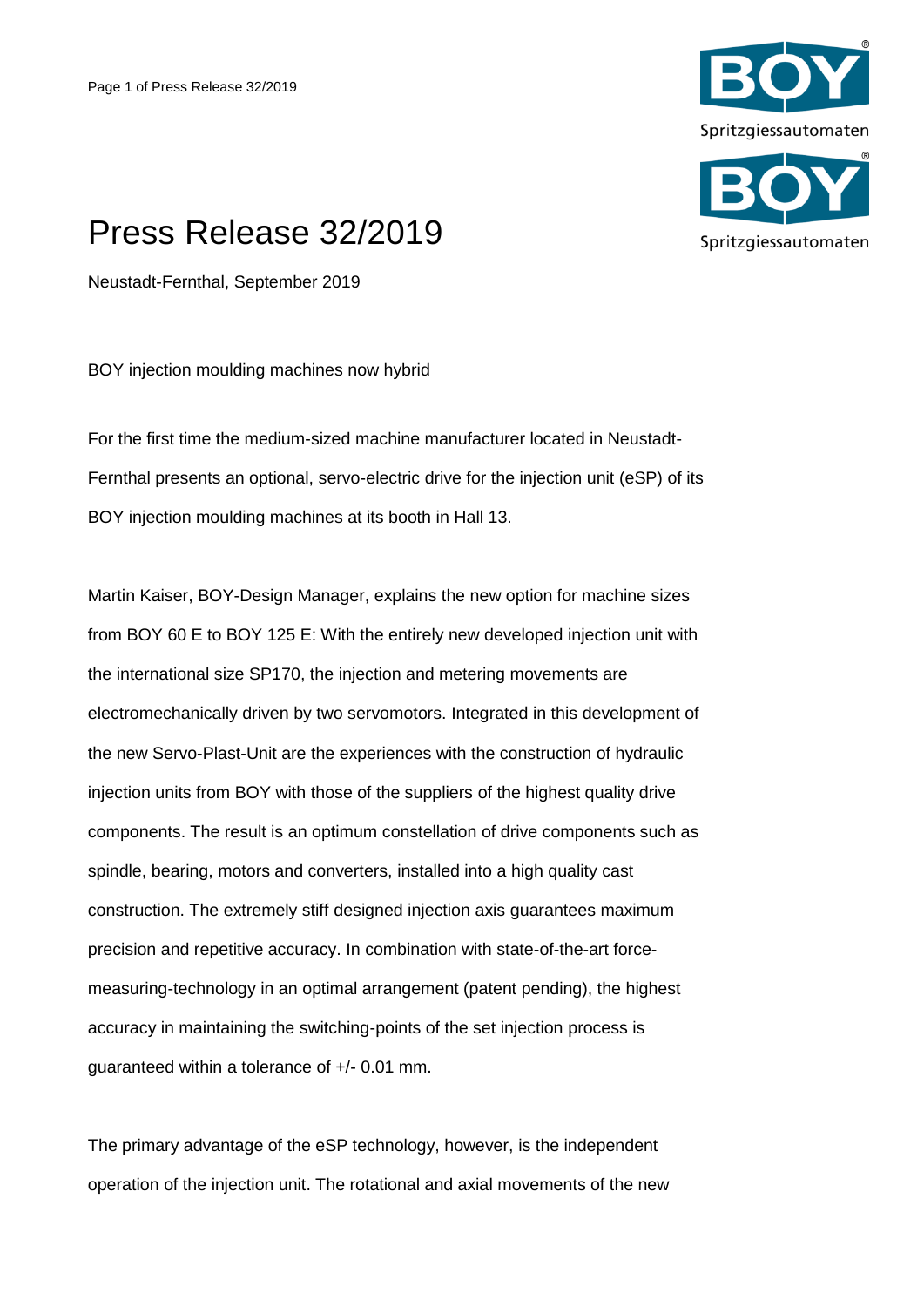# Press Release 32/2019

Neustadt-Fernthal, September 2019

BOY injection moulding machines now hybrid

For the first time the medium-sized machine manufacturer located in Neustadt-Fernthal presents an optional, servo-electric drive for the injection unit (eSP) of its BOY injection moulding machines at its booth in Hall 13.

Martin Kaiser, BOY-Design Manager, explains the new option for machine sizes from BOY 60 E to BOY 125 E: With the entirely new developed injection unit with the international size SP170, the injection and metering movements are electromechanically driven by two servomotors. Integrated in this development of the new Servo-Plast-Unit are the experiences with the construction of hydraulic injection units from BOY with those of the suppliers of the highest quality drive components. The result is an optimum constellation of drive components such as spindle, bearing, motors and converters, installed into a high quality cast construction. The extremely stiff designed injection axis guarantees maximum precision and repetitive accuracy. In combination with state-of-the-art force-measuring-technology in an optimal arrangement (patent pending), the highest accuracy in maintaining the switching-points of the set injection process is guaranteed within a tolerance of +/- 0.01 mm.

The primary advantage of the eSP technology, however, is the independent operation of the injection unit. The rotational and axial movements of the new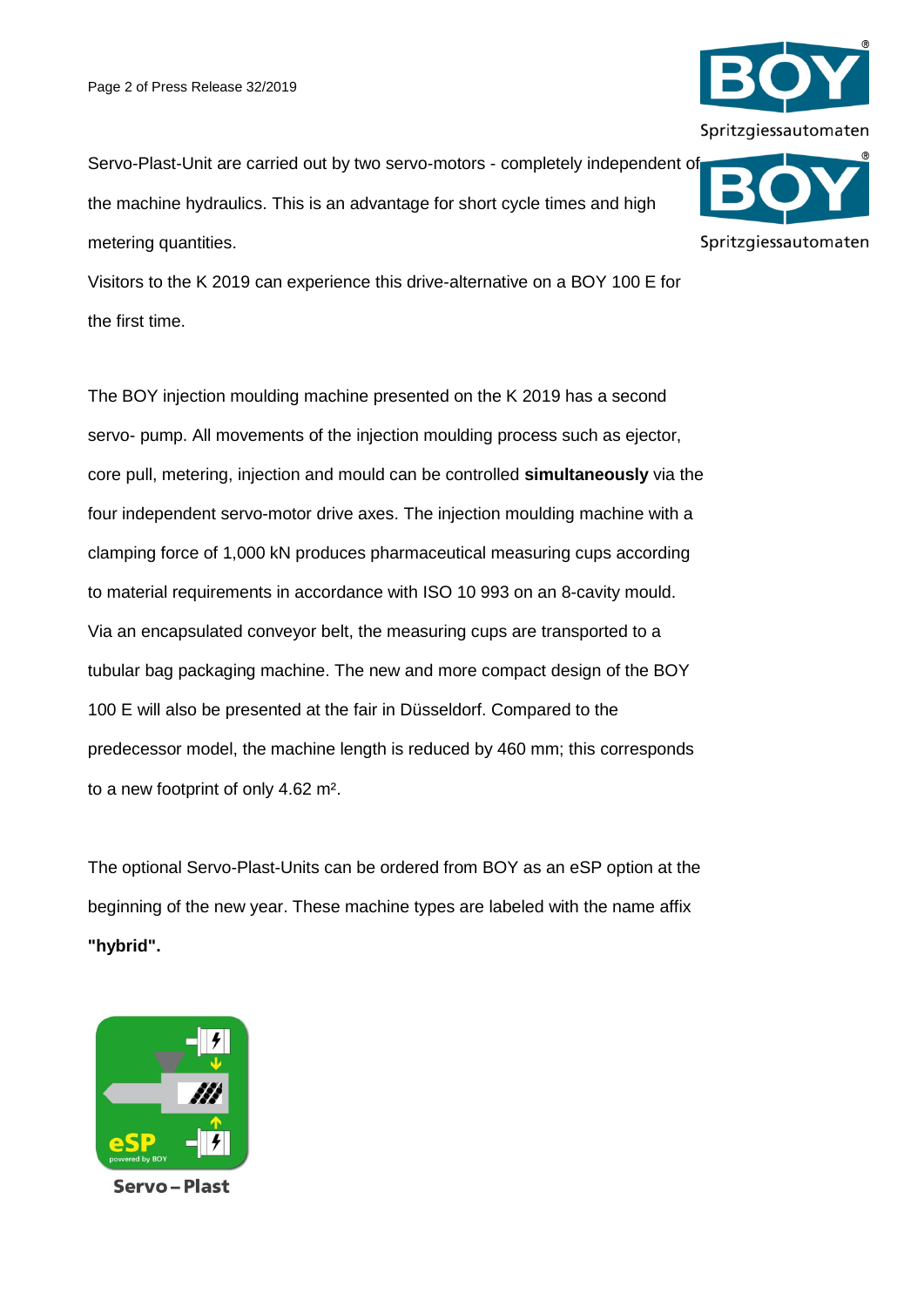Servo-Plast-Unit are carried out by two servo-motors - completely independent of the machine hydraulics. This is an advantage for short cycle times and high metering quantities.

Visitors to the K 2019 can experience this drive-alternative on a BOY 100 E for the first time.

The BOY injection moulding machine presented on the K 2019 has a second servo- pump. All movements of the injection moulding process such as ejector, core pull, metering, injection and mould can be controlled **simultaneously** via the four independent servo-motor drive axes. The injection moulding machine with a clamping force of 1,000 kN produces pharmaceutical measuring cups according to material requirements in accordance with ISO 10 993 on an 8-cavity mould. Via an encapsulated conveyor belt, the measuring cups are transported to a tubular bag packaging machine. The new and more compact design of the BOY 100 E will also be presented at the fair in Düsseldorf. Compared to the predecessor model, the machine length is reduced by 460 mm; this corresponds to a new footprint of only 4.62 m².

The optional Servo-Plast-Units can be ordered from BOY as an eSP option at the beginning of the new year. These machine types are labeled with the name affix **"hybrid".**

Servo – Plast